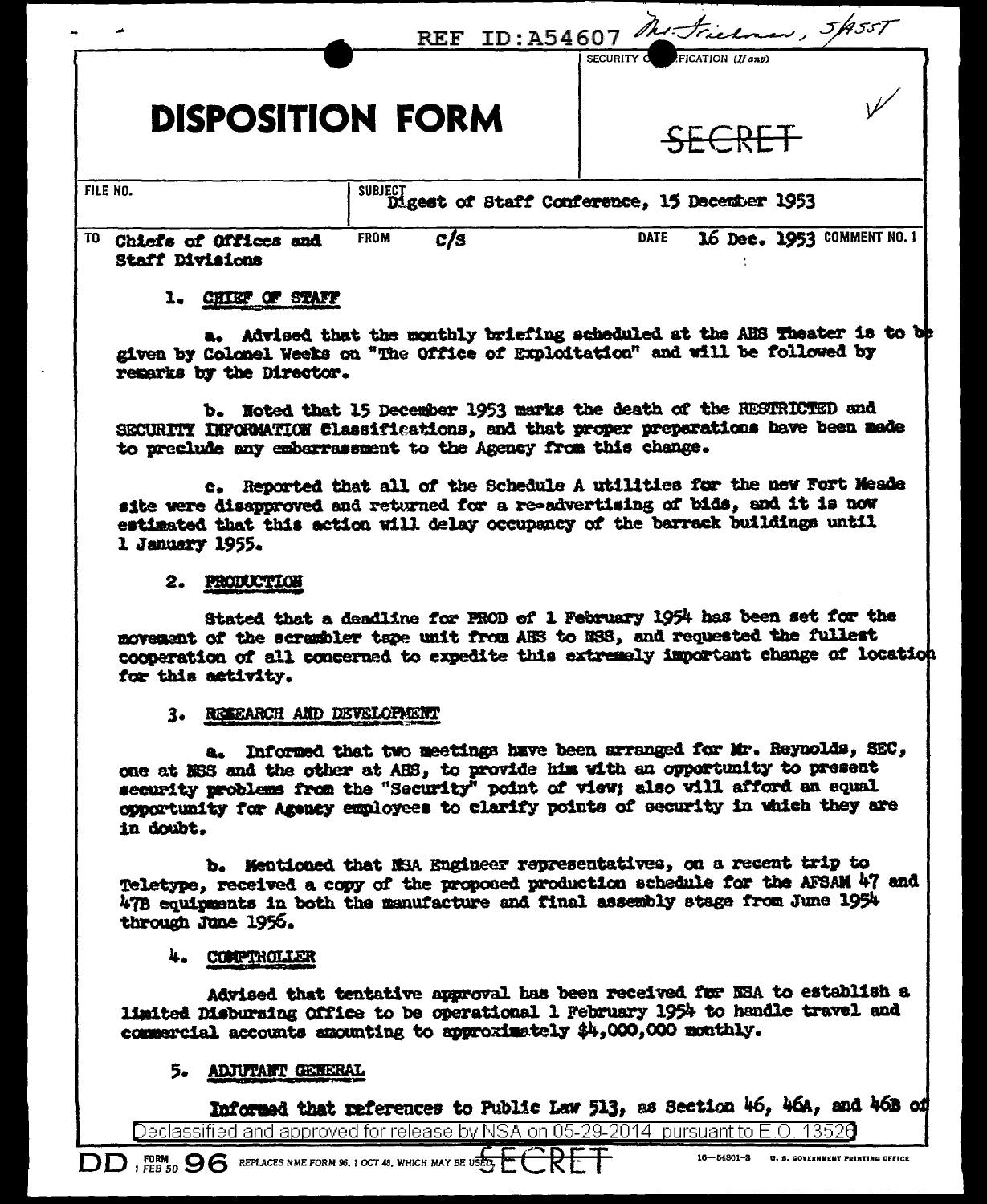REF ID:A54607 Mr. Friedman, 5A55T

SECURITY CLASSIFICATION (If any)

# DISPOSITION FORM

SECRET

| FILE NO. | SUBJECT Digest of Staff Conference, 15 December 1953 | | |
|---|---|---|---|
| TO Chiefs of Offices and Staff Divisions | FROM C/S | DATE 16 Dec. 1953 | COMMENT NO. 1 |

1. CHIEF OF STAFF

a. Advised that the monthly briefing scheduled at the AHS Theater is to be given by Colonel Weeks on "The Office of Exploitation" and will be followed by remarks by the Director.

b. Noted that 15 December 1953 marks the death of the RESTRICTED and SECURITY INFORMATION Classifications, and that proper preparations have been made to preclude any embarrassment to the Agency from this change.

c. Reported that all of the Schedule A utilities for the new Fort Meade site were disapproved and returned for a re-advertising of bids, and it is now estimated that this action will delay occupancy of the barrack buildings until 1 January 1955.

2. PRODUCTION

Stated that a deadline for PROD of 1 February 1954 has been set for the movement of the scrambler tape unit from AHS to NSS, and requested the fullest cooperation of all concerned to expedite this extremely important change of location for this activity.

3. RESEARCH AND DEVELOPMENT

a. Informed that two meetings have been arranged for Mr. Reynolds, SEC, one at NSS and the other at AHS, to provide him with an opportunity to present security problems from the "Security" point of view; also will afford an equal opportunity for Agency employees to clarify points of security in which they are in doubt.

b. Mentioned that NSA Engineer representatives, on a recent trip to Teletype, received a copy of the proposed production schedule for the AFSAM 47 and 47B equipments in both the manufacture and final assembly stage from June 1954 through June 1956.

4. COMPTROLLER

Advised that tentative approval has been received for NSA to establish a limited Disbursing Office to be operational 1 February 1954 to handle travel and commercial accounts amounting to approximately $4,000,000 monthly.

5. ADJUTANT GENERAL

Informed that references to Public Law 513, as Section 46, 46A, and 46B of

Declassified and approved for release by NSA on 05-29-2014 pursuant to E.O. 13526

DD FORM 1 FEB 50 96 REPLACES NME FORM 96, 1 OCT 48, WHICH MAY BE USED. SECRET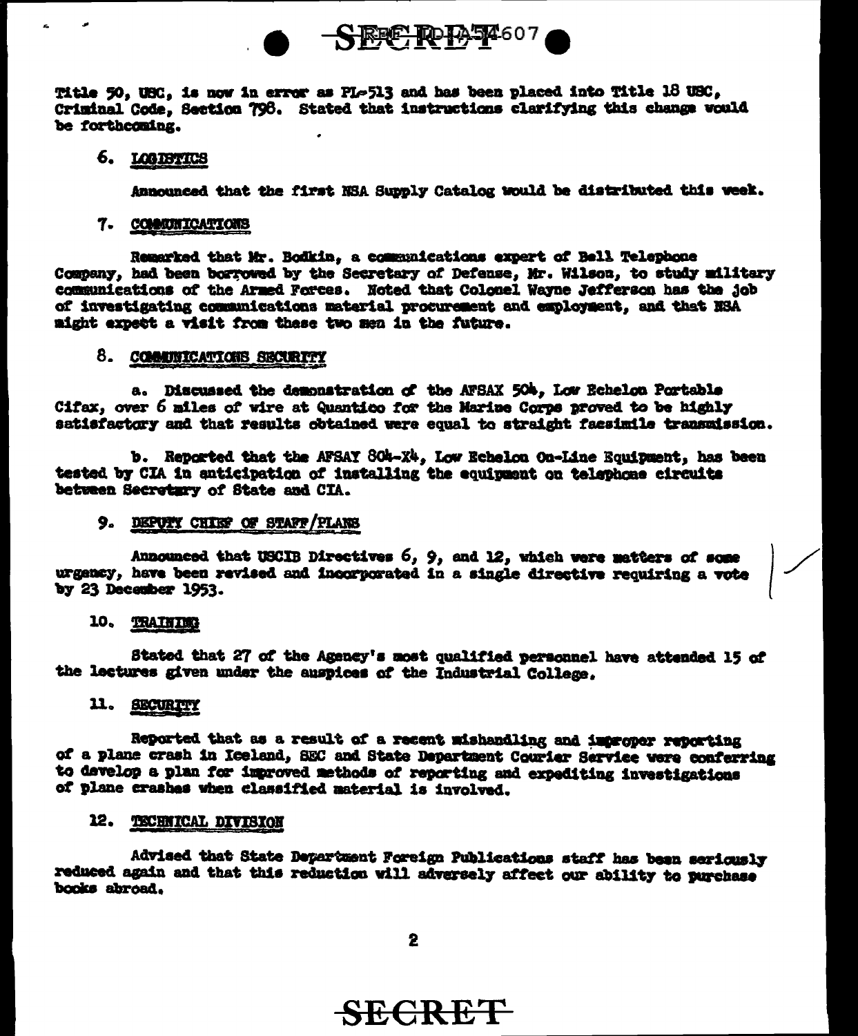Title 50, USC, is now in error as PL-513 and has been placed into Title 18 USC, Criminal Code, Section 798. Stated that instructions clarifying this change would be forthcoming.

6. LOGISTICS

Announced that the first NSA Supply Catalog would be distributed this week.

7. COMMUNICATIONS

Remarked that Mr. Bodkin, a communications expert of Bell Telephone Company, had been borrowed by the Secretary of Defense, Mr. Wilson, to study military communications of the Armed Forces. Noted that Colonel Wayne Jefferson has the job of investigating communications material procurement and employment, and that NSA might expect a visit from these two men in the future.

8. COMMUNICATIONS SECURITY

a. Discussed the demonstration of the AFSAX 504, Low Echelon Portable Cifax, over 6 miles of wire at Quantico for the Marine Corps proved to be highly satisfactory and that results obtained were equal to straight facsimile transmission.

b. Reported that the AFSAY 804-X4, Low Echelon On-Line Equipment, has been tested by CIA in anticipation of installing the equipment on telephone circuits between Secretary of State and CIA.

9. DEPUTY CHIEF OF STAFF/PLANS

Announced that USCIB Directives 6, 9, and 12, which were matters of some urgency, have been revised and incorporated in a single directive requiring a vote by 23 December 1953.

10. TRAINING

Stated that 27 of the Agency's most qualified personnel have attended 15 of the lectures given under the auspices of the Industrial College.

11. SECURITY

Reported that as a result of a recent mishandling and improper reporting of a plane crash in Iceland, SEC and State Department Courier Service were conferring to develop a plan for improved methods of reporting and expediting investigations of plane crashes when classified material is involved.

12. TECHNICAL DIVISION

Advised that State Department Foreign Publications staff has been seriously reduced again and that this reduction will adversely affect our ability to purchase books abroad.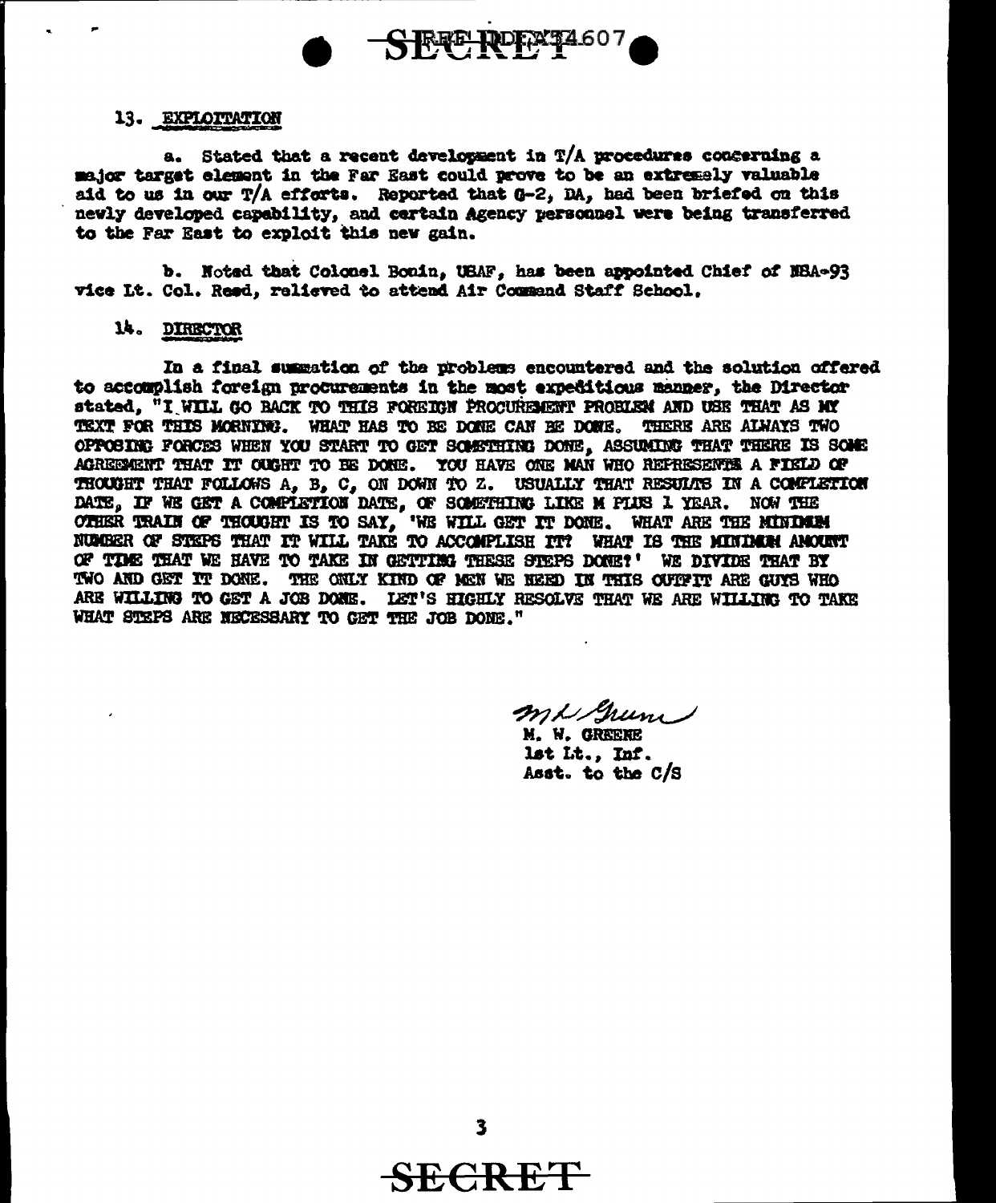SECRET REF ID:A74607

## 13. EXPLOITATION

a. Stated that a recent development in T/A procedures concerning a major target element in the Far East could prove to be an extremely valuable aid to us in our T/A efforts. Reported that G-2, DA, had been briefed on this newly developed capability, and certain Agency personnel were being transferred to the Far East to exploit this new gain.

b. Noted that Colonel Bonin, USAF, has been appointed Chief of NSA-93 vice Lt. Col. Reed, relieved to attend Air Command Staff School.

## 14. DIRECTOR

In a final summation of the problems encountered and the solution offered to accomplish foreign procurements in the most expeditious manner, the Director stated, "I WILL GO BACK TO THIS FOREIGN PROCUREMENT PROBLEM AND USE THAT AS MY TEXT FOR THIS MORNING. WHAT HAS TO BE DONE CAN BE DONE. THERE ARE ALWAYS TWO OPPOSING FORCES WHEN YOU START TO GET SOMETHING DONE, ASSUMING THAT THERE IS SOME AGREEMENT THAT IT OUGHT TO BE DONE. YOU HAVE ONE MAN WHO REPRESENTS A FIELD OF THOUGHT THAT FOLLOWS A, B, C, ON DOWN TO Z. USUALLY THAT RESULTS IN A COMPLETION DATE, IF WE GET A COMPLETION DATE, OF SOMETHING LIKE M PLUS 1 YEAR. NOW THE OTHER TRAIN OF THOUGHT IS TO SAY, 'WE WILL GET IT DONE. WHAT ARE THE MINIMUM NUMBER OF STEPS THAT IT WILL TAKE TO ACCOMPLISH IT? WHAT IS THE MINIMUM AMOUNT OF TIME THAT WE HAVE TO TAKE IN GETTING THESE STEPS DONE?' WE DIVIDE THAT BY TWO AND GET IT DONE. THE ONLY KIND OF MEN WE NEED IN THIS OUTFIT ARE GUYS WHO ARE WILLING TO GET A JOB DONE. LET'S HIGHLY RESOLVE THAT WE ARE WILLING TO TAKE WHAT STEPS ARE NECESSARY TO GET THE JOB DONE."

M. W. Greene

M. W. GREENE
1st Lt., Inf.
Asst. to the C/S

SECRET